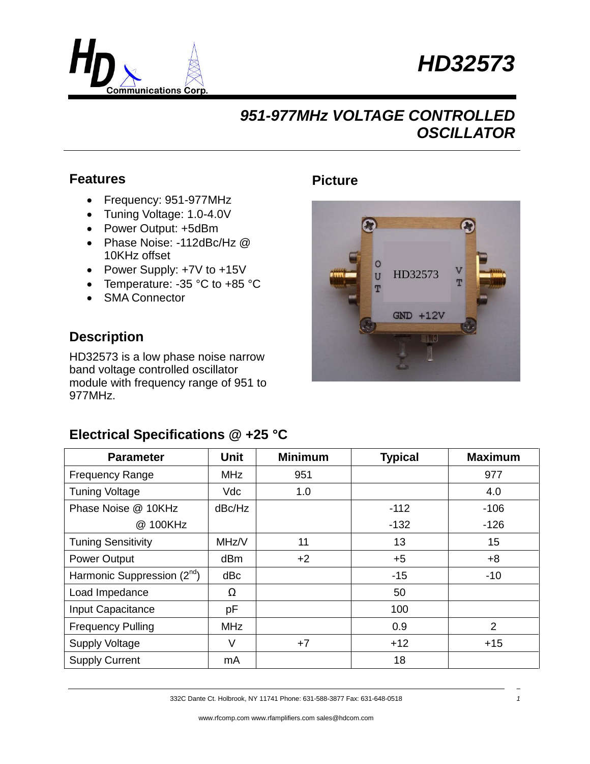# HD32573

## 951-977MHz VOLTAGE CONTROLLED OSCILLATOR

### Features

- Frequency: 951-977MHz
- Tuning Voltage: 1.0-4.0V
- Power Output: +5dBm
- Phase Noise: -112dBc/Hz @ 10KHz offset
- Power Supply: +7V to +15V
- Temperature: -35 °C to +85 °C
- SMA Connector

### Picture

### Description

HD32573 is a low phase noise narrow band voltage controlled oscillator module with frequency range of 951 to 977MHz.

### Electrical Specifications @ +25 °C

| Parameter | Unit | Minimum | Typical | Maximum |
|---|---|---|---|---|
| Frequency Range | MHz | 951 | | 977 |
| Tuning Voltage | Vdc | 1.0 | | 4.0 |
| Phase Noise @ 10KHz | dBc/Hz | | -112 | -106 |
| @ 100KHz | | | -132 | -126 |
| Tuning Sensitivity | MHz/V | 11 | 13 | 15 |
| Power Output | dBm | +2 | +5 | +8 |
| Harmonic Suppression (2nd) | dBc | | -15 | -10 |
| Load Impedance | Ω | | 50 | |
| Input Capacitance | pF | | 100 | |
| Frequency Pulling | MHz | | 0.9 | 2 |
| Supply Voltage | V | +7 | +12 | +15 |
| Supply Current | mA | | 18 | |

332C Dante Ct. Holbrook, NY 11741 Phone: 631-588-3877 Fax: 631-648-0518

www.rfcomp.com www.rfamplifiers.com sales@hdcom.com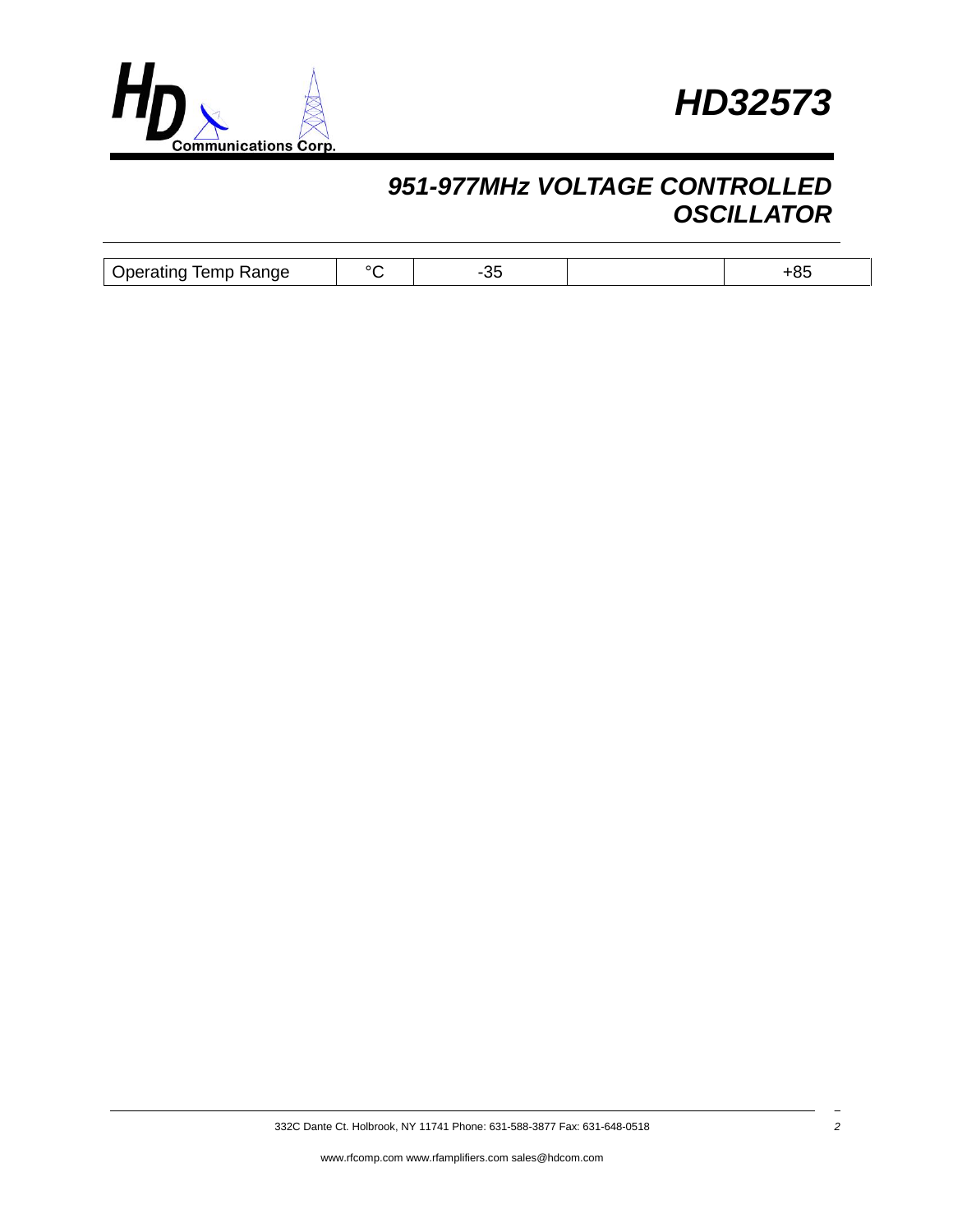# 951-977MHz VOLTAGE CONTROLLED OSCILLATOR

| Operating Temp Range | °C | -35 | | +85 |
|---|---|---|---|---|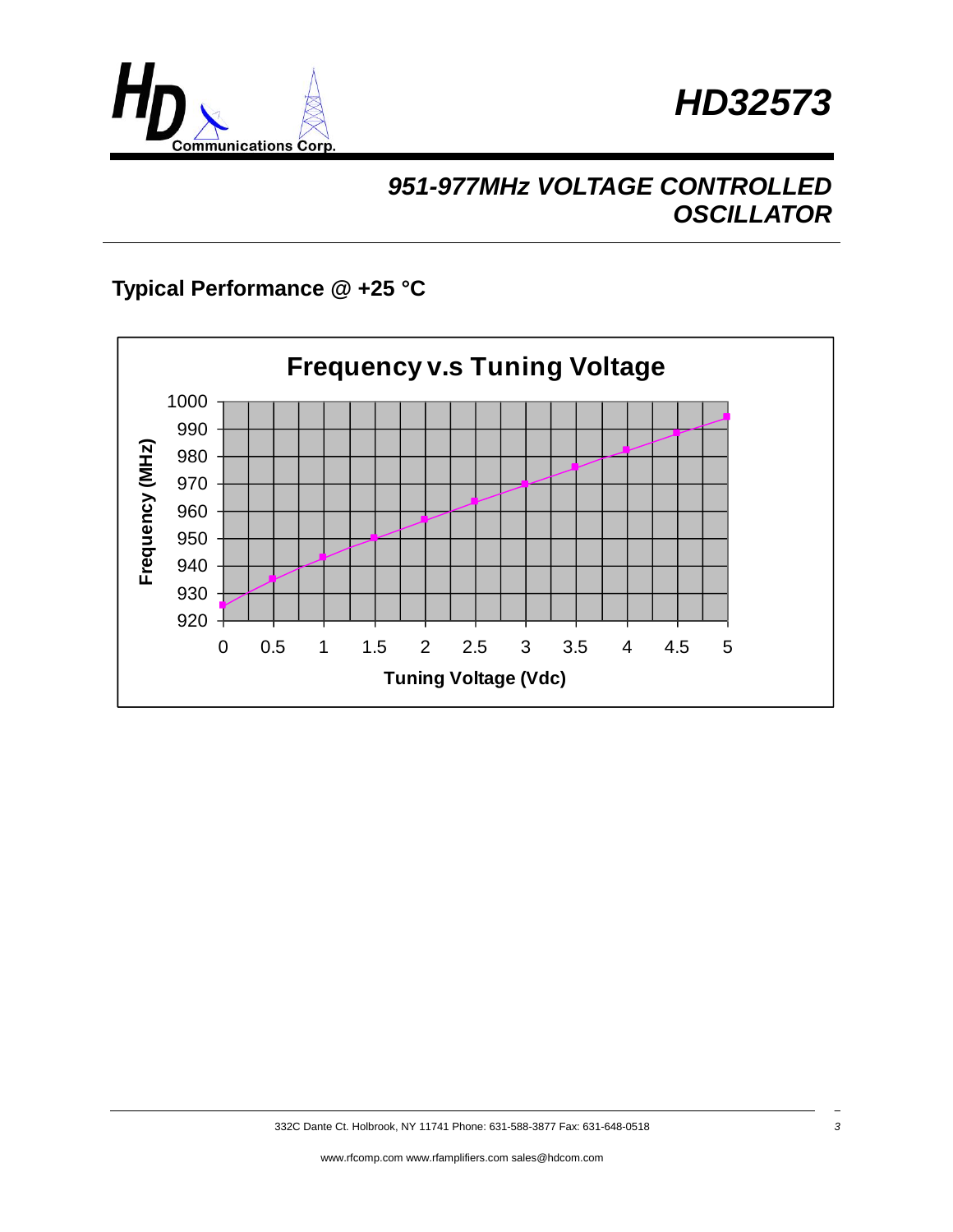# HD32573

## 951-977MHz VOLTAGE CONTROLLED OSCILLATOR

### Typical Performance @ +25 °C

**Frequency v.s Tuning Voltage**

Frequency (MHz)

1000
990
980
970
960
950
940
930
920

0 0.5 1 1.5 2 2.5 3 3.5 4 4.5 5

Tuning Voltage (Vdc)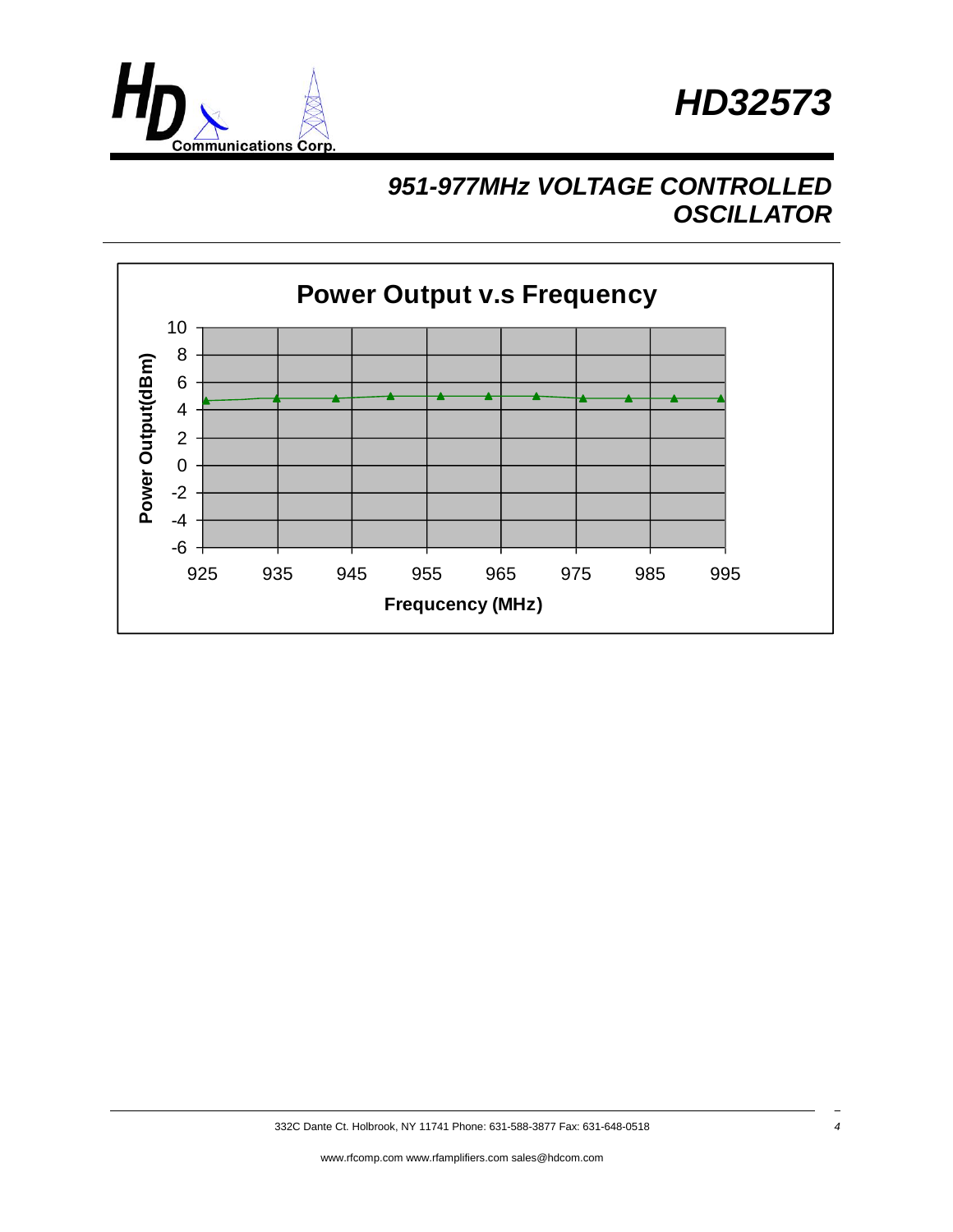# HD32573

## 951-977MHz VOLTAGE CONTROLLED OSCILLATOR

**Power Output v.s Frequency**

Power Output(dBm)

10, 8, 6, 4, 2, 0, -2, -4, -6

925, 935, 945, 955, 965, 975, 985, 995

**Frequcency (MHz)**

332C Dante Ct. Holbrook, NY 11741 Phone: 631-588-3877 Fax: 631-648-0518

www.rfcomp.com www.rfamplifiers.com sales@hdcom.com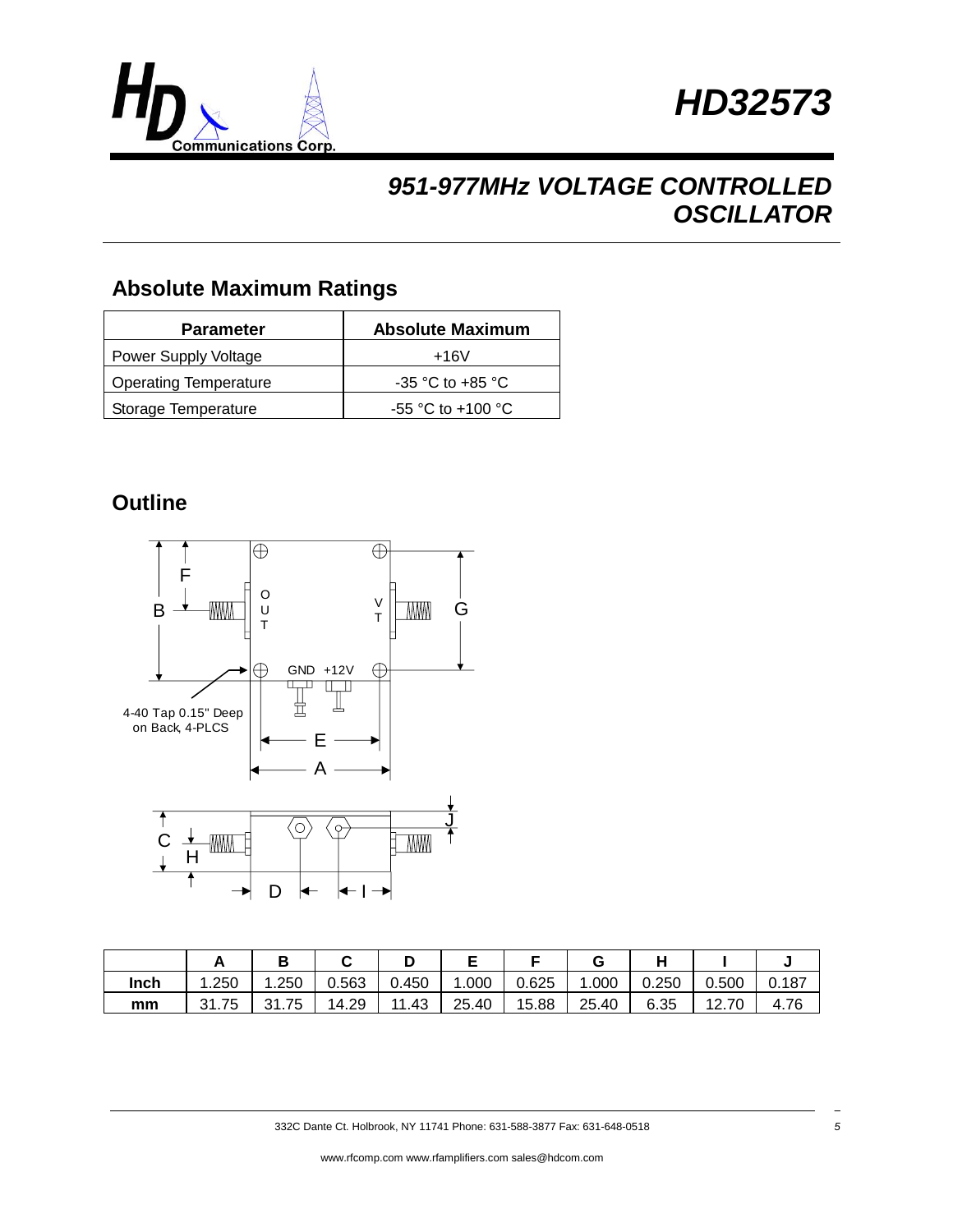# HD32573

## 951-977MHz VOLTAGE CONTROLLED OSCILLATOR

## Absolute Maximum Ratings

| Parameter | Absolute Maximum |
| --- | --- |
| Power Supply Voltage | +16V |
| Operating Temperature | -35 °C to +85 °C |
| Storage Temperature | -55 °C to +100 °C |

## Outline

F
B
O
U
T
V
T
G
GND +12V
4-40 Tap 0.15" Deep on Back, 4-PLCS
E
A
J
C
H
D
I

| | A | B | C | D | E | F | G | H | I | J |
| --- | --- | --- | --- | --- | --- | --- | --- | --- | --- | --- |
| **Inch** | 1.250 | 1.250 | 0.563 | 0.450 | 1.000 | 0.625 | 1.000 | 0.250 | 0.500 | 0.187 |
| **mm** | 31.75 | 31.75 | 14.29 | 11.43 | 25.40 | 15.88 | 25.40 | 6.35 | 12.70 | 4.76 |

332C Dante Ct. Holbrook, NY 11741 Phone: 631-588-3877 Fax: 631-648-0518

www.rfcomp.com www.rfamplifiers.com sales@hdcom.com